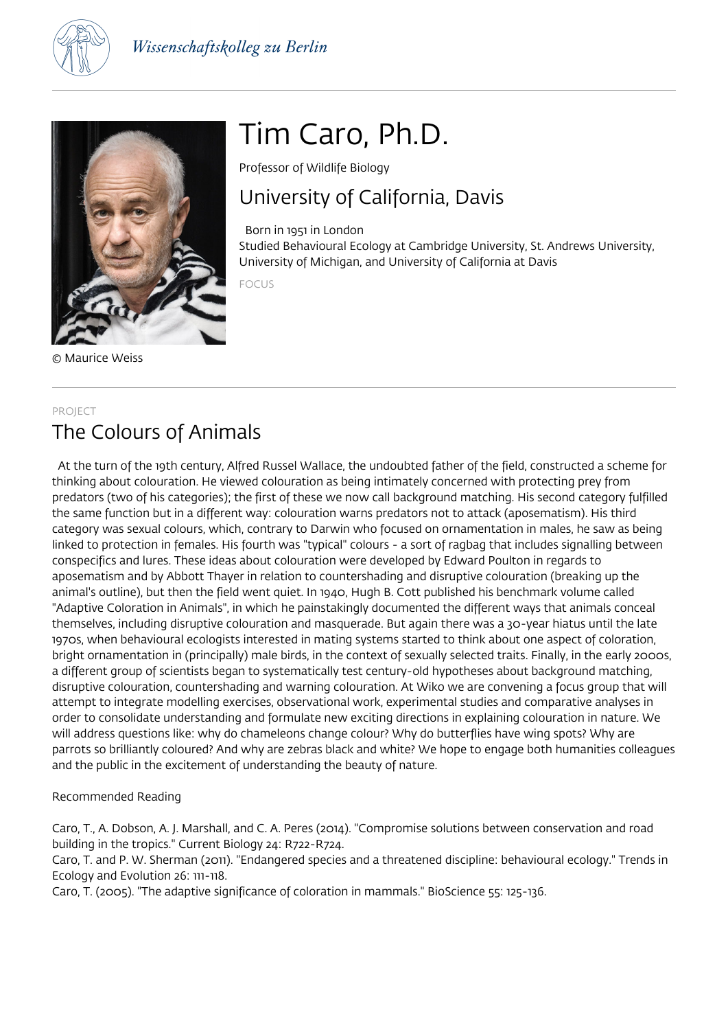# Tim Caro, Ph.D.

Professor of Wildlife Biology

## University of California, Davis

Born in 1951 in London
Studied Behavioural Ecology at Cambridge University, St. Andrews University, University of Michigan, and University of California at Davis

FOCUS

© Maurice Weiss

PROJECT

## The Colours of Animals

At the turn of the 19th century, Alfred Russel Wallace, the undoubted father of the field, constructed a scheme for thinking about colouration. He viewed colouration as being intimately concerned with protecting prey from predators (two of his categories); the first of these we now call background matching. His second category fulfilled the same function but in a different way: colouration warns predators not to attack (aposematism). His third category was sexual colours, which, contrary to Darwin who focused on ornamentation in males, he saw as being linked to protection in females. His fourth was "typical" colours - a sort of ragbag that includes signalling between conspecifics and lures. These ideas about colouration were developed by Edward Poulton in regards to aposematism and by Abbott Thayer in relation to countershading and disruptive colouration (breaking up the animal's outline), but then the field went quiet. In 1940, Hugh B. Cott published his benchmark volume called "Adaptive Coloration in Animals", in which he painstakingly documented the different ways that animals conceal themselves, including disruptive colouration and masquerade. But again there was a 30-year hiatus until the late 1970s, when behavioural ecologists interested in mating systems started to think about one aspect of coloration, bright ornamentation in (principally) male birds, in the context of sexually selected traits. Finally, in the early 2000s, a different group of scientists began to systematically test century-old hypotheses about background matching, disruptive colouration, countershading and warning colouration. At Wiko we are convening a focus group that will attempt to integrate modelling exercises, observational work, experimental studies and comparative analyses in order to consolidate understanding and formulate new exciting directions in explaining colouration in nature. We will address questions like: why do chameleons change colour? Why do butterflies have wing spots? Why are parrots so brilliantly coloured? And why are zebras black and white? We hope to engage both humanities colleagues and the public in the excitement of understanding the beauty of nature.

Recommended Reading

Caro, T., A. Dobson, A. J. Marshall, and C. A. Peres (2014). "Compromise solutions between conservation and road building in the tropics." Current Biology 24: R722-R724.
Caro, T. and P. W. Sherman (2011). "Endangered species and a threatened discipline: behavioural ecology." Trends in Ecology and Evolution 26: 111-118.
Caro, T. (2005). "The adaptive significance of coloration in mammals." BioScience 55: 125-136.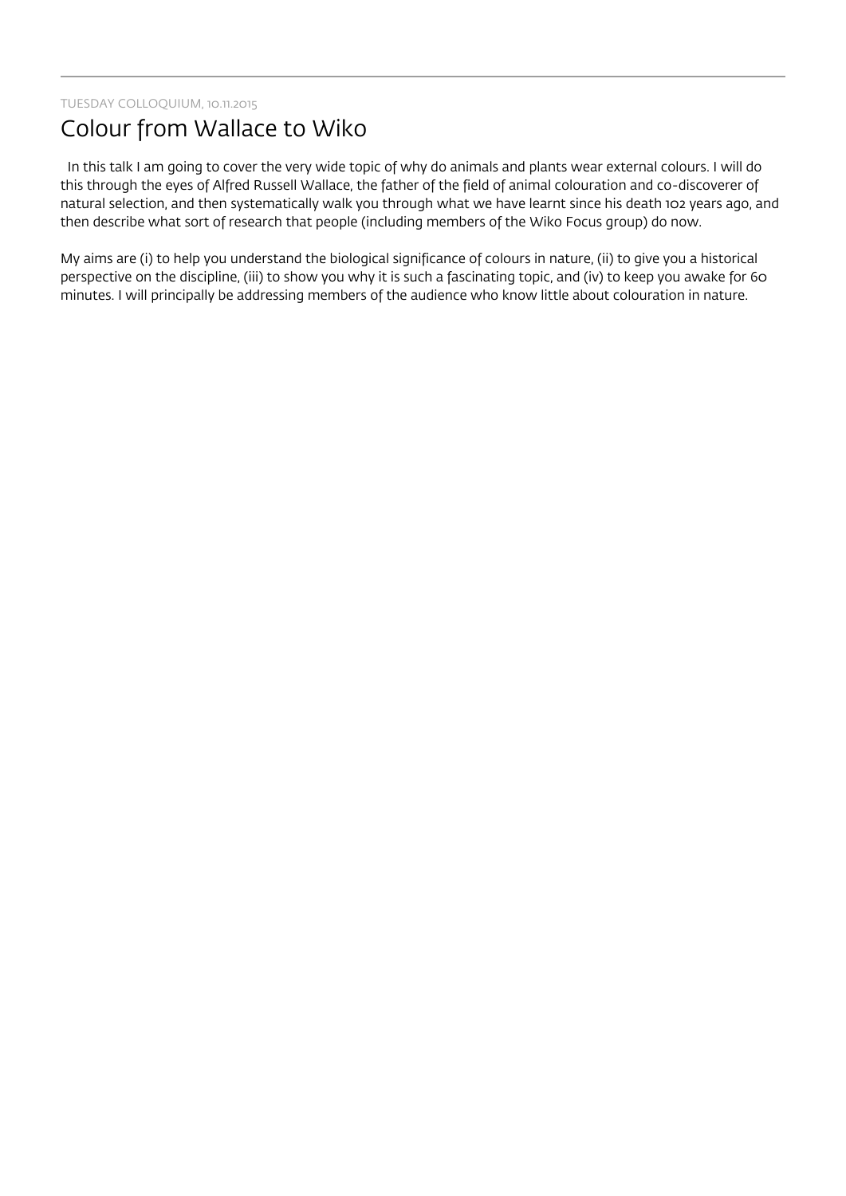TUESDAY COLLOQUIUM, 10.11.2015

# Colour from Wallace to Wiko

In this talk I am going to cover the very wide topic of why do animals and plants wear external colours. I will do this through the eyes of Alfred Russell Wallace, the father of the field of animal colouration and co-discoverer of natural selection, and then systematically walk you through what we have learnt since his death 102 years ago, and then describe what sort of research that people (including members of the Wiko Focus group) do now.

My aims are (i) to help you understand the biological significance of colours in nature, (ii) to give you a historical perspective on the discipline, (iii) to show you why it is such a fascinating topic, and (iv) to keep you awake for 60 minutes. I will principally be addressing members of the audience who know little about colouration in nature.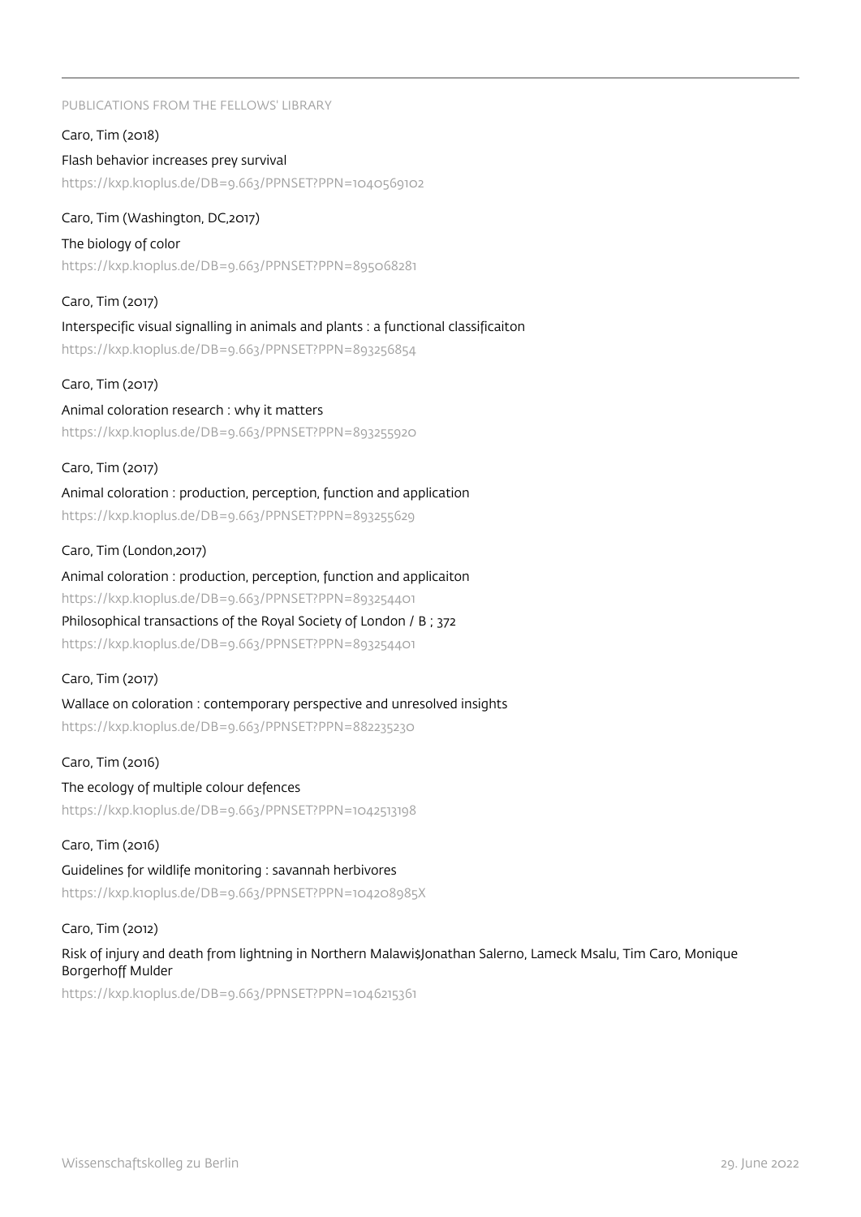PUBLICATIONS FROM THE FELLOWS' LIBRARY

Caro, Tim (2018)

Flash behavior increases prey survival

https://kxp.k10plus.de/DB=9.663/PPNSET?PPN=1040569102

Caro, Tim (Washington, DC,2017)

The biology of color

https://kxp.k10plus.de/DB=9.663/PPNSET?PPN=895068281

Caro, Tim (2017)

Interspecific visual signalling in animals and plants : a functional classificaiton

https://kxp.k10plus.de/DB=9.663/PPNSET?PPN=893256854

Caro, Tim (2017)

Animal coloration research : why it matters

https://kxp.k10plus.de/DB=9.663/PPNSET?PPN=893255920

Caro, Tim (2017)

Animal coloration : production, perception, function and application

https://kxp.k10plus.de/DB=9.663/PPNSET?PPN=893255629

Caro, Tim (London,2017)

Animal coloration : production, perception, function and applicaiton

https://kxp.k10plus.de/DB=9.663/PPNSET?PPN=893254401

Philosophical transactions of the Royal Society of London / B ; 372

https://kxp.k10plus.de/DB=9.663/PPNSET?PPN=893254401

Caro, Tim (2017)

Wallace on coloration : contemporary perspective and unresolved insights

https://kxp.k10plus.de/DB=9.663/PPNSET?PPN=882235230

Caro, Tim (2016)

The ecology of multiple colour defences

https://kxp.k10plus.de/DB=9.663/PPNSET?PPN=1042513198

Caro, Tim (2016)

Guidelines for wildlife monitoring : savannah herbivores

https://kxp.k10plus.de/DB=9.663/PPNSET?PPN=104208985X

Caro, Tim (2012)

Risk of injury and death from lightning in Northern Malawi$Jonathan Salerno, Lameck Msalu, Tim Caro, Monique Borgerhoff Mulder

https://kxp.k10plus.de/DB=9.663/PPNSET?PPN=1046215361